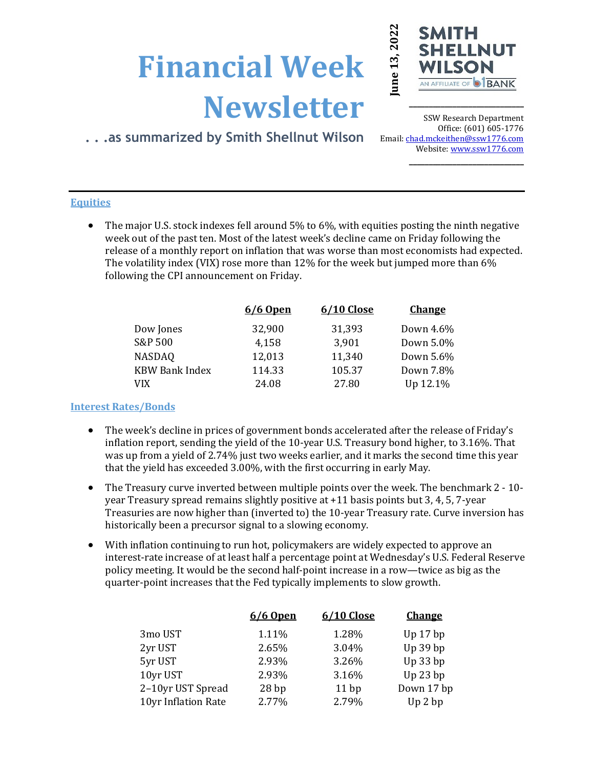# Financial Week Newsletter

. . .as summarized by Smith Shellnut Wilson

**June 13, 2022**

SMITH SHELLNUT WILSON
AN AFFILIATE OF BANK

SSW Research Department
Office: (601) 605-1776
Email: chad.mckeithen@ssw1776.com
Website: www.ssw1776.com

## Equities

- The major U.S. stock indexes fell around 5% to 6%, with equities posting the ninth negative week out of the past ten. Most of the latest week's decline came on Friday following the release of a monthly report on inflation that was worse than most economists had expected. The volatility index (VIX) rose more than 12% for the week but jumped more than 6% following the CPI announcement on Friday.

| | 6/6 Open | 6/10 Close | Change |
|---|---|---|---|
| Dow Jones | 32,900 | 31,393 | Down 4.6% |
| S&P 500 | 4,158 | 3,901 | Down 5.0% |
| NASDAQ | 12,013 | 11,340 | Down 5.6% |
| KBW Bank Index | 114.33 | 105.37 | Down 7.8% |
| VIX | 24.08 | 27.80 | Up 12.1% |

## Interest Rates/Bonds

- The week's decline in prices of government bonds accelerated after the release of Friday's inflation report, sending the yield of the 10-year U.S. Treasury bond higher, to 3.16%. That was up from a yield of 2.74% just two weeks earlier, and it marks the second time this year that the yield has exceeded 3.00%, with the first occurring in early May.
- The Treasury curve inverted between multiple points over the week. The benchmark 2 - 10-year Treasury spread remains slightly positive at +11 basis points but 3, 4, 5, 7-year Treasuries are now higher than (inverted to) the 10-year Treasury rate. Curve inversion has historically been a precursor signal to a slowing economy.
- With inflation continuing to run hot, policymakers are widely expected to approve an interest-rate increase of at least half a percentage point at Wednesday's U.S. Federal Reserve policy meeting. It would be the second half-point increase in a row—twice as big as the quarter-point increases that the Fed typically implements to slow growth.

| | 6/6 Open | 6/10 Close | Change |
|---|---|---|---|
| 3mo UST | 1.11% | 1.28% | Up 17 bp |
| 2yr UST | 2.65% | 3.04% | Up 39 bp |
| 5yr UST | 2.93% | 3.26% | Up 33 bp |
| 10yr UST | 2.93% | 3.16% | Up 23 bp |
| 2–10yr UST Spread | 28 bp | 11 bp | Down 17 bp |
| 10yr Inflation Rate | 2.77% | 2.79% | Up 2 bp |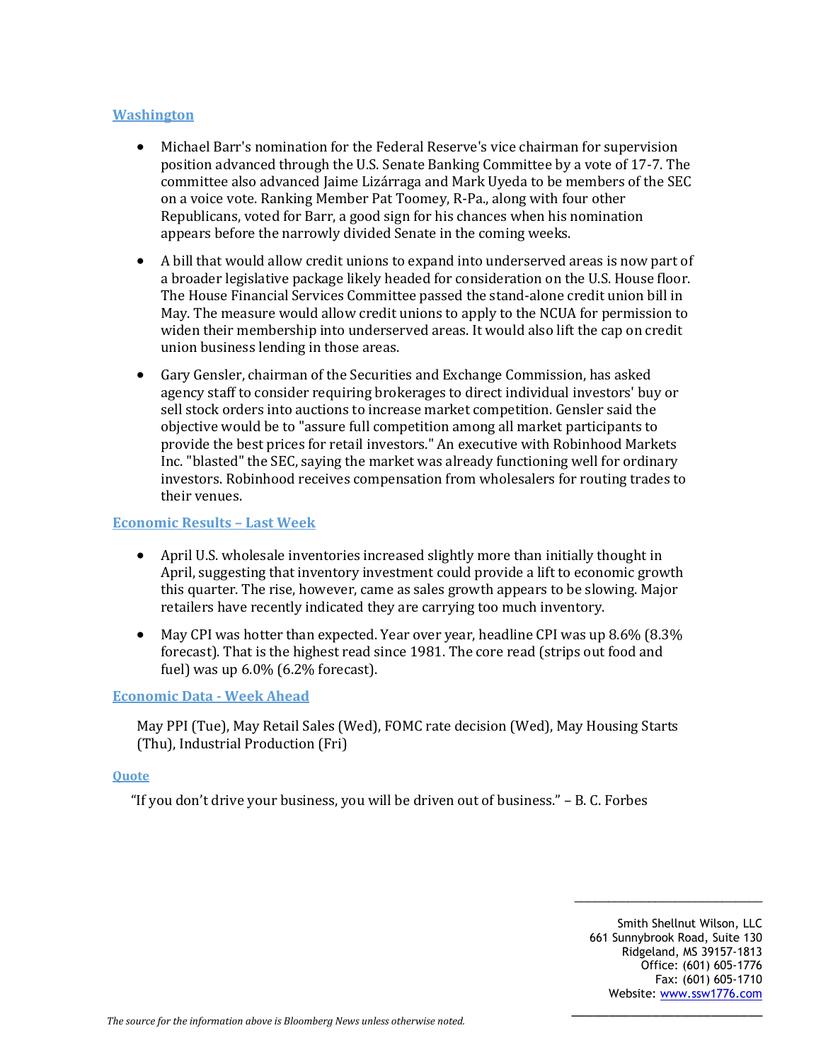## Washington

- Michael Barr's nomination for the Federal Reserve's vice chairman for supervision position advanced through the U.S. Senate Banking Committee by a vote of 17-7. The committee also advanced Jaime Lizárraga and Mark Uyeda to be members of the SEC on a voice vote. Ranking Member Pat Toomey, R-Pa., along with four other Republicans, voted for Barr, a good sign for his chances when his nomination appears before the narrowly divided Senate in the coming weeks.
- A bill that would allow credit unions to expand into underserved areas is now part of a broader legislative package likely headed for consideration on the U.S. House floor. The House Financial Services Committee passed the stand-alone credit union bill in May. The measure would allow credit unions to apply to the NCUA for permission to widen their membership into underserved areas. It would also lift the cap on credit union business lending in those areas.
- Gary Gensler, chairman of the Securities and Exchange Commission, has asked agency staff to consider requiring brokerages to direct individual investors' buy or sell stock orders into auctions to increase market competition. Gensler said the objective would be to "assure full competition among all market participants to provide the best prices for retail investors." An executive with Robinhood Markets Inc. "blasted" the SEC, saying the market was already functioning well for ordinary investors. Robinhood receives compensation from wholesalers for routing trades to their venues.

## Economic Results – Last Week

- April U.S. wholesale inventories increased slightly more than initially thought in April, suggesting that inventory investment could provide a lift to economic growth this quarter. The rise, however, came as sales growth appears to be slowing. Major retailers have recently indicated they are carrying too much inventory.
- May CPI was hotter than expected. Year over year, headline CPI was up 8.6% (8.3% forecast). That is the highest read since 1981. The core read (strips out food and fuel) was up 6.0% (6.2% forecast).

## Economic Data - Week Ahead

May PPI (Tue), May Retail Sales (Wed), FOMC rate decision (Wed), May Housing Starts (Thu), Industrial Production (Fri)

## Quote

"If you don't drive your business, you will be driven out of business." – B. C. Forbes

Smith Shellnut Wilson, LLC
661 Sunnybrook Road, Suite 130
Ridgeland, MS 39157-1813
Office: (601) 605-1776
Fax: (601) 605-1710
Website: www.ssw1776.com

*The source for the information above is Bloomberg News unless otherwise noted.*